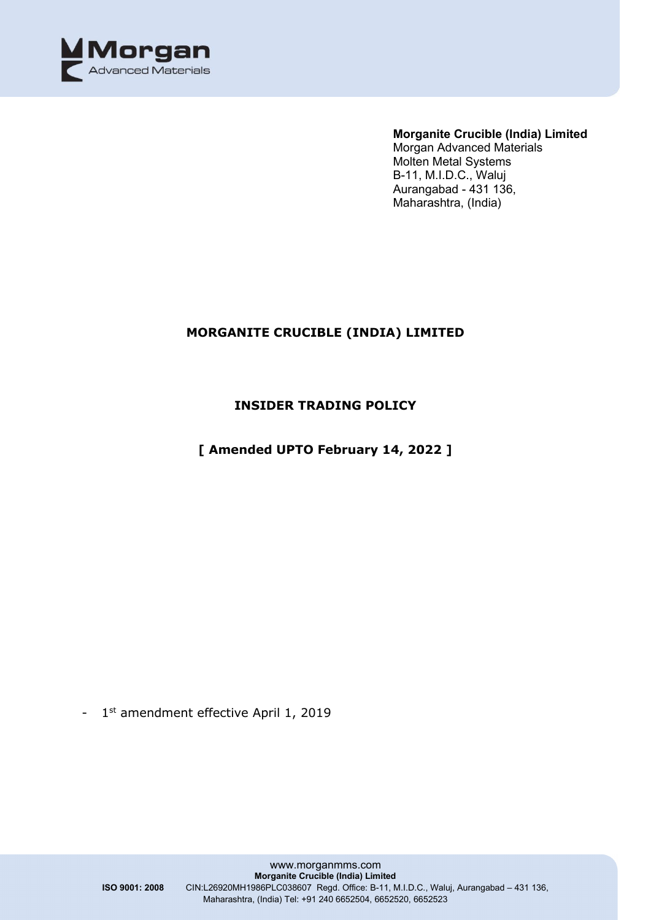**Morganite Crucible (India) Limited**
Morgan Advanced Materials
Molten Metal Systems
B-11, M.I.D.C., Waluj
Aurangabad - 431 136,
Maharashtra, (India)

# MORGANITE CRUCIBLE (INDIA) LIMITED

## INSIDER TRADING POLICY

**[ Amended UPTO February 14, 2022 ]**

- 1st amendment effective April 1, 2019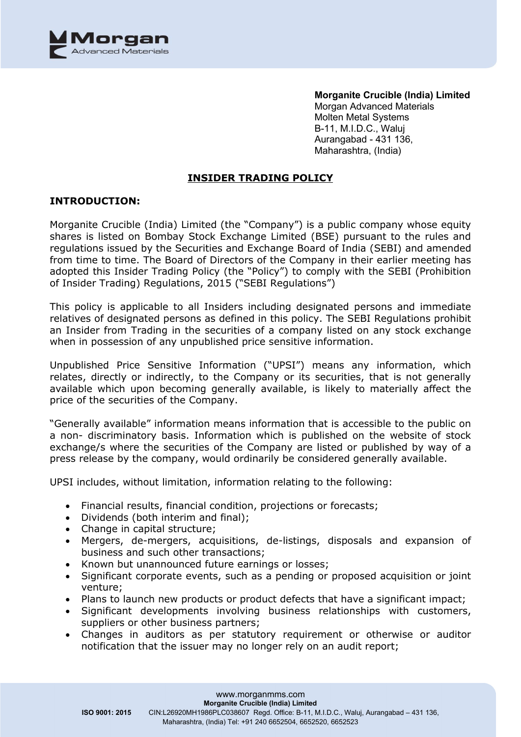**Morganite Crucible (India) Limited**
Morgan Advanced Materials
Molten Metal Systems
B-11, M.I.D.C., Waluj
Aurangabad - 431 136,
Maharashtra, (India)

# INSIDER TRADING POLICY

## INTRODUCTION:

Morganite Crucible (India) Limited (the "Company") is a public company whose equity shares is listed on Bombay Stock Exchange Limited (BSE) pursuant to the rules and regulations issued by the Securities and Exchange Board of India (SEBI) and amended from time to time. The Board of Directors of the Company in their earlier meeting has adopted this Insider Trading Policy (the "Policy") to comply with the SEBI (Prohibition of Insider Trading) Regulations, 2015 ("SEBI Regulations")

This policy is applicable to all Insiders including designated persons and immediate relatives of designated persons as defined in this policy. The SEBI Regulations prohibit an Insider from Trading in the securities of a company listed on any stock exchange when in possession of any unpublished price sensitive information.

Unpublished Price Sensitive Information ("UPSI") means any information, which relates, directly or indirectly, to the Company or its securities, that is not generally available which upon becoming generally available, is likely to materially affect the price of the securities of the Company.

"Generally available" information means information that is accessible to the public on a non- discriminatory basis. Information which is published on the website of stock exchange/s where the securities of the Company are listed or published by way of a press release by the company, would ordinarily be considered generally available.

UPSI includes, without limitation, information relating to the following:

- Financial results, financial condition, projections or forecasts;
- Dividends (both interim and final);
- Change in capital structure;
- Mergers, de-mergers, acquisitions, de-listings, disposals and expansion of business and such other transactions;
- Known but unannounced future earnings or losses;
- Significant corporate events, such as a pending or proposed acquisition or joint venture;
- Plans to launch new products or product defects that have a significant impact;
- Significant developments involving business relationships with customers, suppliers or other business partners;
- Changes in auditors as per statutory requirement or otherwise or auditor notification that the issuer may no longer rely on an audit report;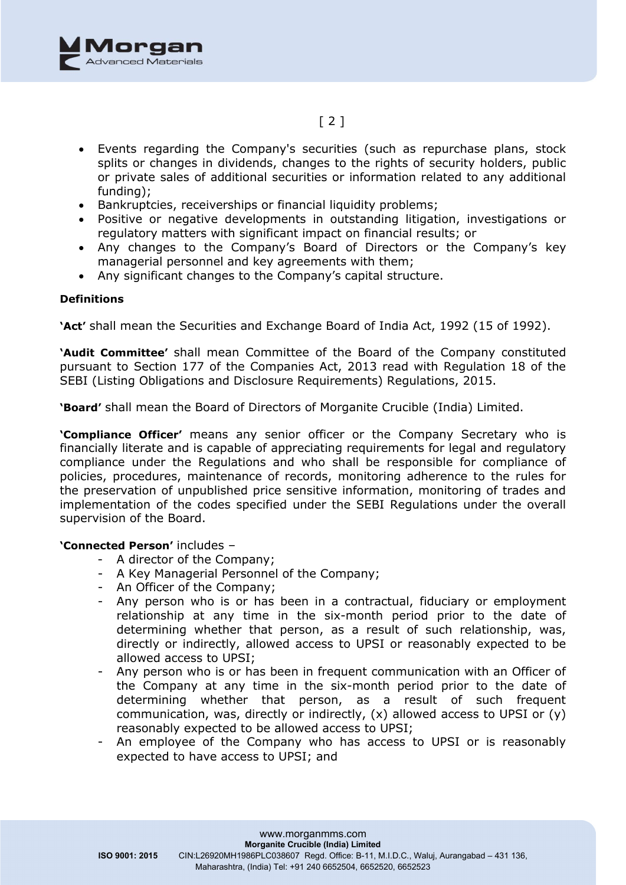- Events regarding the Company's securities (such as repurchase plans, stock splits or changes in dividends, changes to the rights of security holders, public or private sales of additional securities or information related to any additional funding);
- Bankruptcies, receiverships or financial liquidity problems;
- Positive or negative developments in outstanding litigation, investigations or regulatory matters with significant impact on financial results; or
- Any changes to the Company's Board of Directors or the Company's key managerial personnel and key agreements with them;
- Any significant changes to the Company's capital structure.

**Definitions**

**'Act'** shall mean the Securities and Exchange Board of India Act, 1992 (15 of 1992).

**'Audit Committee'** shall mean Committee of the Board of the Company constituted pursuant to Section 177 of the Companies Act, 2013 read with Regulation 18 of the SEBI (Listing Obligations and Disclosure Requirements) Regulations, 2015.

**'Board'** shall mean the Board of Directors of Morganite Crucible (India) Limited.

**'Compliance Officer'** means any senior officer or the Company Secretary who is financially literate and is capable of appreciating requirements for legal and regulatory compliance under the Regulations and who shall be responsible for compliance of policies, procedures, maintenance of records, monitoring adherence to the rules for the preservation of unpublished price sensitive information, monitoring of trades and implementation of the codes specified under the SEBI Regulations under the overall supervision of the Board.

**'Connected Person'** includes –

- A director of the Company;
- A Key Managerial Personnel of the Company;
- An Officer of the Company;
- Any person who is or has been in a contractual, fiduciary or employment relationship at any time in the six-month period prior to the date of determining whether that person, as a result of such relationship, was, directly or indirectly, allowed access to UPSI or reasonably expected to be allowed access to UPSI;
- Any person who is or has been in frequent communication with an Officer of the Company at any time in the six-month period prior to the date of determining whether that person, as a result of such frequent communication, was, directly or indirectly, (x) allowed access to UPSI or (y) reasonably expected to be allowed access to UPSI;
- An employee of the Company who has access to UPSI or is reasonably expected to have access to UPSI; and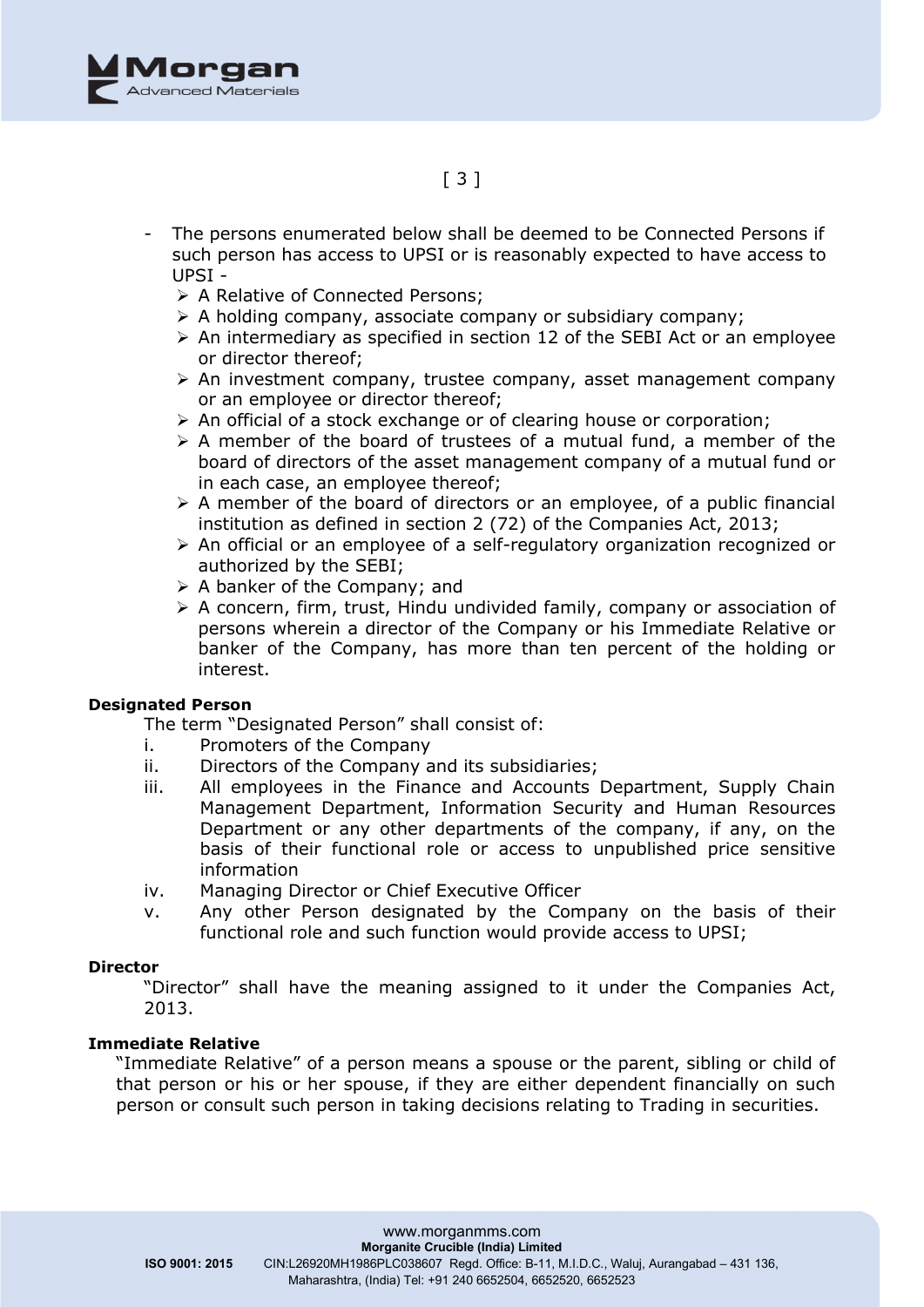- The persons enumerated below shall be deemed to be Connected Persons if such person has access to UPSI or is reasonably expected to have access to UPSI -
  - A Relative of Connected Persons;
  - A holding company, associate company or subsidiary company;
  - An intermediary as specified in section 12 of the SEBI Act or an employee or director thereof;
  - An investment company, trustee company, asset management company or an employee or director thereof;
  - An official of a stock exchange or of clearing house or corporation;
  - A member of the board of trustees of a mutual fund, a member of the board of directors of the asset management company of a mutual fund or in each case, an employee thereof;
  - A member of the board of directors or an employee, of a public financial institution as defined in section 2 (72) of the Companies Act, 2013;
  - An official or an employee of a self-regulatory organization recognized or authorized by the SEBI;
  - A banker of the Company; and
  - A concern, firm, trust, Hindu undivided family, company or association of persons wherein a director of the Company or his Immediate Relative or banker of the Company, has more than ten percent of the holding or interest.

**Designated Person**

The term "Designated Person" shall consist of:

i. Promoters of the Company
ii. Directors of the Company and its subsidiaries;
iii. All employees in the Finance and Accounts Department, Supply Chain Management Department, Information Security and Human Resources Department or any other departments of the company, if any, on the basis of their functional role or access to unpublished price sensitive information
iv. Managing Director or Chief Executive Officer
v. Any other Person designated by the Company on the basis of their functional role and such function would provide access to UPSI;

**Director**

"Director" shall have the meaning assigned to it under the Companies Act, 2013.

**Immediate Relative**

"Immediate Relative" of a person means a spouse or the parent, sibling or child of that person or his or her spouse, if they are either dependent financially on such person or consult such person in taking decisions relating to Trading in securities.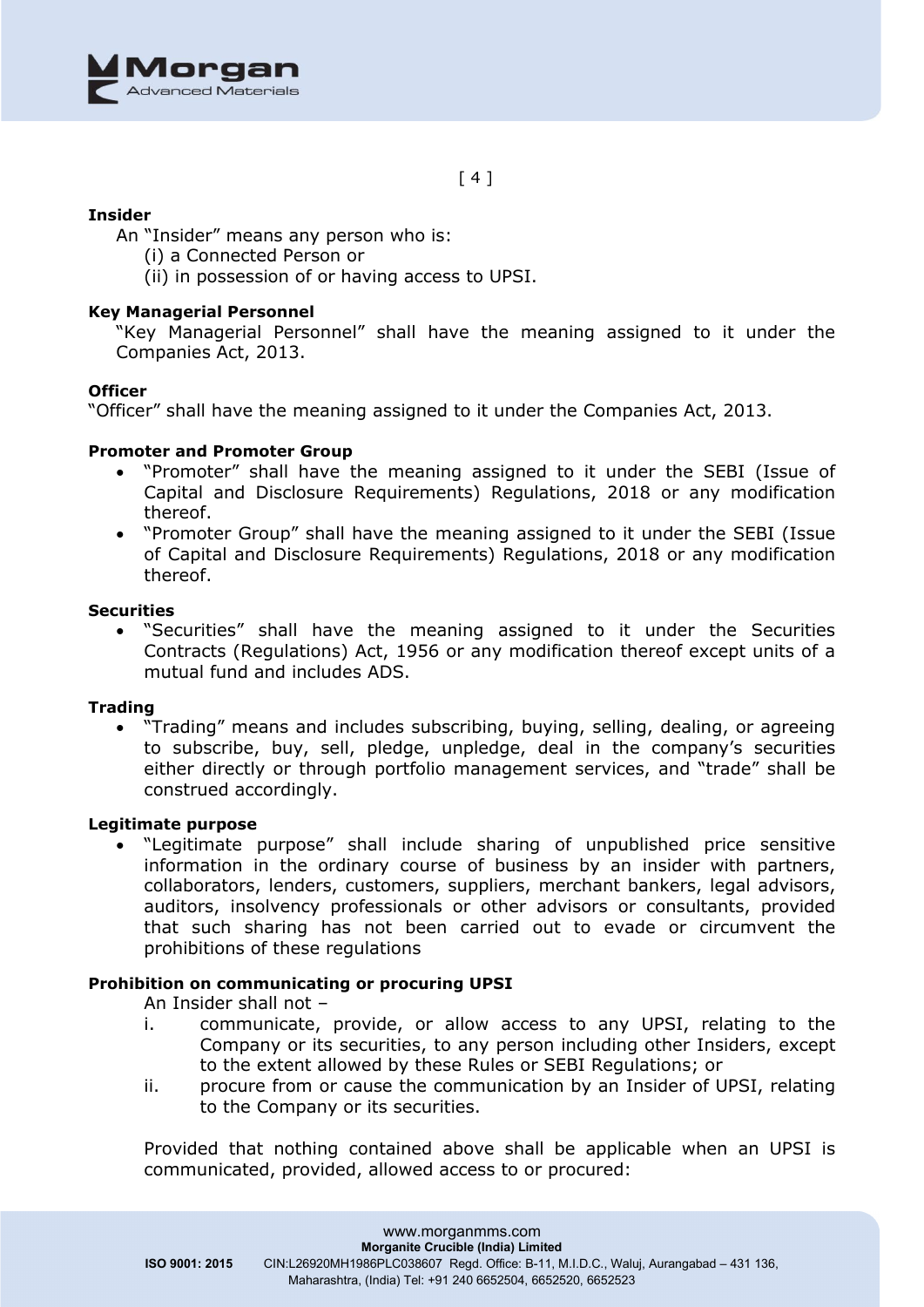**Insider**

An "Insider" means any person who is:

(i) a Connected Person or

(ii) in possession of or having access to UPSI.

**Key Managerial Personnel**

"Key Managerial Personnel" shall have the meaning assigned to it under the Companies Act, 2013.

**Officer**

"Officer" shall have the meaning assigned to it under the Companies Act, 2013.

**Promoter and Promoter Group**

- "Promoter" shall have the meaning assigned to it under the SEBI (Issue of Capital and Disclosure Requirements) Regulations, 2018 or any modification thereof.
- "Promoter Group" shall have the meaning assigned to it under the SEBI (Issue of Capital and Disclosure Requirements) Regulations, 2018 or any modification thereof.

**Securities**

- "Securities" shall have the meaning assigned to it under the Securities Contracts (Regulations) Act, 1956 or any modification thereof except units of a mutual fund and includes ADS.

**Trading**

- "Trading" means and includes subscribing, buying, selling, dealing, or agreeing to subscribe, buy, sell, pledge, unpledge, deal in the company's securities either directly or through portfolio management services, and "trade" shall be construed accordingly.

**Legitimate purpose**

- "Legitimate purpose" shall include sharing of unpublished price sensitive information in the ordinary course of business by an insider with partners, collaborators, lenders, customers, suppliers, merchant bankers, legal advisors, auditors, insolvency professionals or other advisors or consultants, provided that such sharing has not been carried out to evade or circumvent the prohibitions of these regulations

**Prohibition on communicating or procuring UPSI**

An Insider shall not –

i. communicate, provide, or allow access to any UPSI, relating to the Company or its securities, to any person including other Insiders, except to the extent allowed by these Rules or SEBI Regulations; or

ii. procure from or cause the communication by an Insider of UPSI, relating to the Company or its securities.

Provided that nothing contained above shall be applicable when an UPSI is communicated, provided, allowed access to or procured: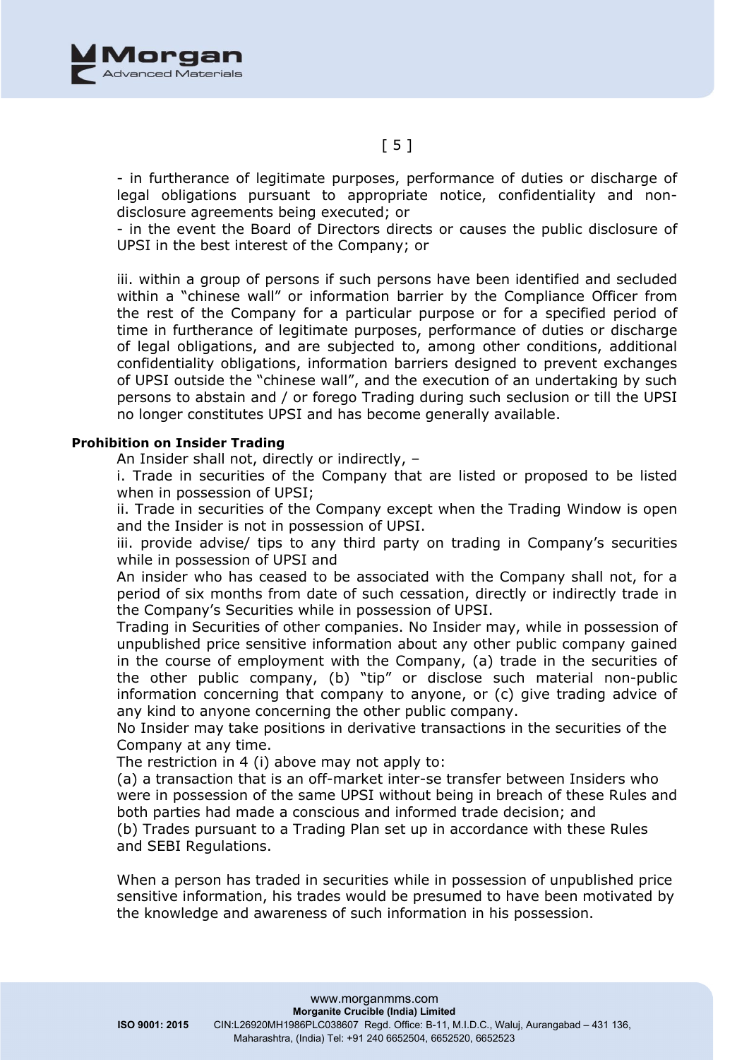- in furtherance of legitimate purposes, performance of duties or discharge of legal obligations pursuant to appropriate notice, confidentiality and non-disclosure agreements being executed; or

- in the event the Board of Directors directs or causes the public disclosure of UPSI in the best interest of the Company; or

iii. within a group of persons if such persons have been identified and secluded within a "chinese wall" or information barrier by the Compliance Officer from the rest of the Company for a particular purpose or for a specified period of time in furtherance of legitimate purposes, performance of duties or discharge of legal obligations, and are subjected to, among other conditions, additional confidentiality obligations, information barriers designed to prevent exchanges of UPSI outside the "chinese wall", and the execution of an undertaking by such persons to abstain and / or forego Trading during such seclusion or till the UPSI no longer constitutes UPSI and has become generally available.

**Prohibition on Insider Trading**

An Insider shall not, directly or indirectly, –

i. Trade in securities of the Company that are listed or proposed to be listed when in possession of UPSI;

ii. Trade in securities of the Company except when the Trading Window is open and the Insider is not in possession of UPSI.

iii. provide advise/ tips to any third party on trading in Company's securities while in possession of UPSI and

An insider who has ceased to be associated with the Company shall not, for a period of six months from date of such cessation, directly or indirectly trade in the Company's Securities while in possession of UPSI.

Trading in Securities of other companies. No Insider may, while in possession of unpublished price sensitive information about any other public company gained in the course of employment with the Company, (a) trade in the securities of the other public company, (b) "tip" or disclose such material non-public information concerning that company to anyone, or (c) give trading advice of any kind to anyone concerning the other public company.

No Insider may take positions in derivative transactions in the securities of the Company at any time.

The restriction in 4 (i) above may not apply to:

(a) a transaction that is an off-market inter-se transfer between Insiders who were in possession of the same UPSI without being in breach of these Rules and both parties had made a conscious and informed trade decision; and

(b) Trades pursuant to a Trading Plan set up in accordance with these Rules and SEBI Regulations.

When a person has traded in securities while in possession of unpublished price sensitive information, his trades would be presumed to have been motivated by the knowledge and awareness of such information in his possession.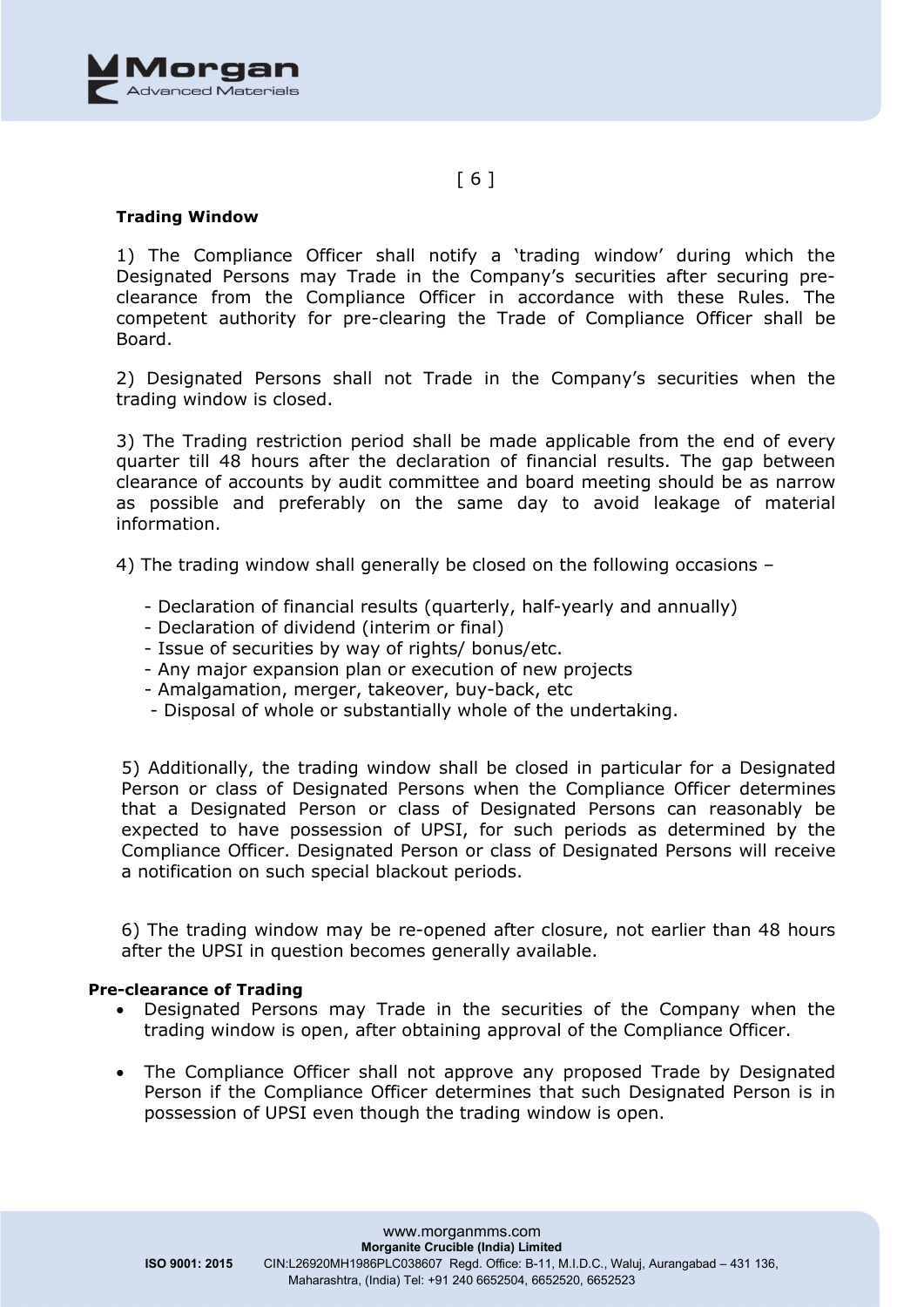### Trading Window

1) The Compliance Officer shall notify a 'trading window' during which the Designated Persons may Trade in the Company's securities after securing pre-clearance from the Compliance Officer in accordance with these Rules. The competent authority for pre-clearing the Trade of Compliance Officer shall be Board.

2) Designated Persons shall not Trade in the Company's securities when the trading window is closed.

3) The Trading restriction period shall be made applicable from the end of every quarter till 48 hours after the declaration of financial results. The gap between clearance of accounts by audit committee and board meeting should be as narrow as possible and preferably on the same day to avoid leakage of material information.

4) The trading window shall generally be closed on the following occasions –

- Declaration of financial results (quarterly, half-yearly and annually)
- Declaration of dividend (interim or final)
- Issue of securities by way of rights/ bonus/etc.
- Any major expansion plan or execution of new projects
- Amalgamation, merger, takeover, buy-back, etc
- Disposal of whole or substantially whole of the undertaking.

5) Additionally, the trading window shall be closed in particular for a Designated Person or class of Designated Persons when the Compliance Officer determines that a Designated Person or class of Designated Persons can reasonably be expected to have possession of UPSI, for such periods as determined by the Compliance Officer. Designated Person or class of Designated Persons will receive a notification on such special blackout periods.

6) The trading window may be re-opened after closure, not earlier than 48 hours after the UPSI in question becomes generally available.

### Pre-clearance of Trading

- Designated Persons may Trade in the securities of the Company when the trading window is open, after obtaining approval of the Compliance Officer.

- The Compliance Officer shall not approve any proposed Trade by Designated Person if the Compliance Officer determines that such Designated Person is in possession of UPSI even though the trading window is open.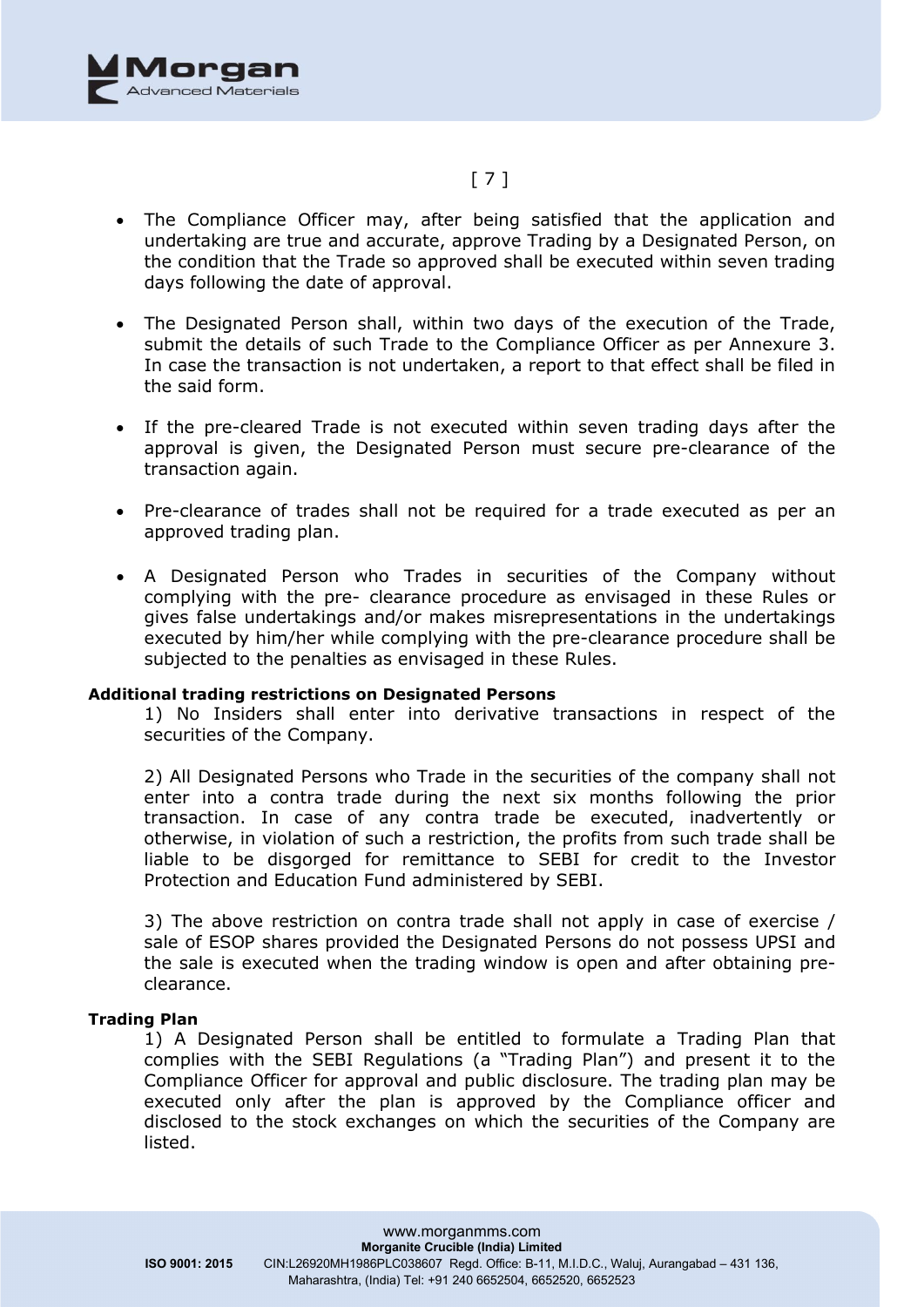- The Compliance Officer may, after being satisfied that the application and undertaking are true and accurate, approve Trading by a Designated Person, on the condition that the Trade so approved shall be executed within seven trading days following the date of approval.

- The Designated Person shall, within two days of the execution of the Trade, submit the details of such Trade to the Compliance Officer as per Annexure 3. In case the transaction is not undertaken, a report to that effect shall be filed in the said form.

- If the pre-cleared Trade is not executed within seven trading days after the approval is given, the Designated Person must secure pre-clearance of the transaction again.

- Pre-clearance of trades shall not be required for a trade executed as per an approved trading plan.

- A Designated Person who Trades in securities of the Company without complying with the pre- clearance procedure as envisaged in these Rules or gives false undertakings and/or makes misrepresentations in the undertakings executed by him/her while complying with the pre-clearance procedure shall be subjected to the penalties as envisaged in these Rules.

**Additional trading restrictions on Designated Persons**

1) No Insiders shall enter into derivative transactions in respect of the securities of the Company.

2) All Designated Persons who Trade in the securities of the company shall not enter into a contra trade during the next six months following the prior transaction. In case of any contra trade be executed, inadvertently or otherwise, in violation of such a restriction, the profits from such trade shall be liable to be disgorged for remittance to SEBI for credit to the Investor Protection and Education Fund administered by SEBI.

3) The above restriction on contra trade shall not apply in case of exercise / sale of ESOP shares provided the Designated Persons do not possess UPSI and the sale is executed when the trading window is open and after obtaining pre-clearance.

**Trading Plan**

1) A Designated Person shall be entitled to formulate a Trading Plan that complies with the SEBI Regulations (a "Trading Plan") and present it to the Compliance Officer for approval and public disclosure. The trading plan may be executed only after the plan is approved by the Compliance officer and disclosed to the stock exchanges on which the securities of the Company are listed.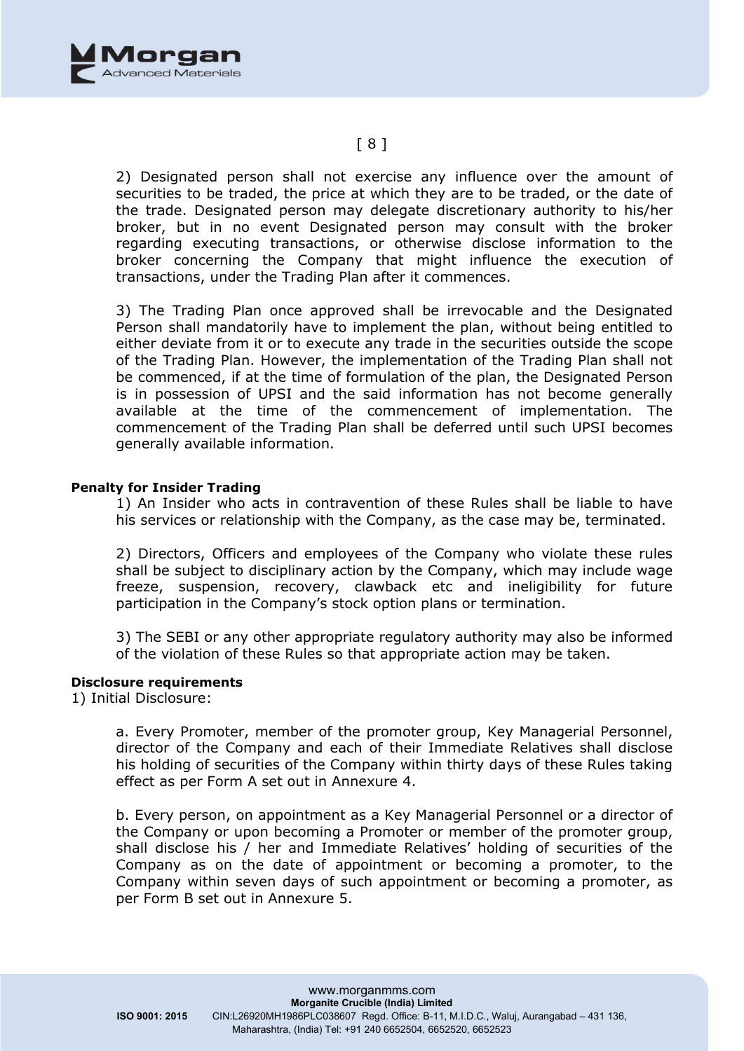2) Designated person shall not exercise any influence over the amount of securities to be traded, the price at which they are to be traded, or the date of the trade. Designated person may delegate discretionary authority to his/her broker, but in no event Designated person may consult with the broker regarding executing transactions, or otherwise disclose information to the broker concerning the Company that might influence the execution of transactions, under the Trading Plan after it commences.

3) The Trading Plan once approved shall be irrevocable and the Designated Person shall mandatorily have to implement the plan, without being entitled to either deviate from it or to execute any trade in the securities outside the scope of the Trading Plan. However, the implementation of the Trading Plan shall not be commenced, if at the time of formulation of the plan, the Designated Person is in possession of UPSI and the said information has not become generally available at the time of the commencement of implementation. The commencement of the Trading Plan shall be deferred until such UPSI becomes generally available information.

**Penalty for Insider Trading**

1) An Insider who acts in contravention of these Rules shall be liable to have his services or relationship with the Company, as the case may be, terminated.

2) Directors, Officers and employees of the Company who violate these rules shall be subject to disciplinary action by the Company, which may include wage freeze, suspension, recovery, clawback etc and ineligibility for future participation in the Company's stock option plans or termination.

3) The SEBI or any other appropriate regulatory authority may also be informed of the violation of these Rules so that appropriate action may be taken.

**Disclosure requirements**

1) Initial Disclosure:

a. Every Promoter, member of the promoter group, Key Managerial Personnel, director of the Company and each of their Immediate Relatives shall disclose his holding of securities of the Company within thirty days of these Rules taking effect as per Form A set out in Annexure 4.

b. Every person, on appointment as a Key Managerial Personnel or a director of the Company or upon becoming a Promoter or member of the promoter group, shall disclose his / her and Immediate Relatives' holding of securities of the Company as on the date of appointment or becoming a promoter, to the Company within seven days of such appointment or becoming a promoter, as per Form B set out in Annexure 5.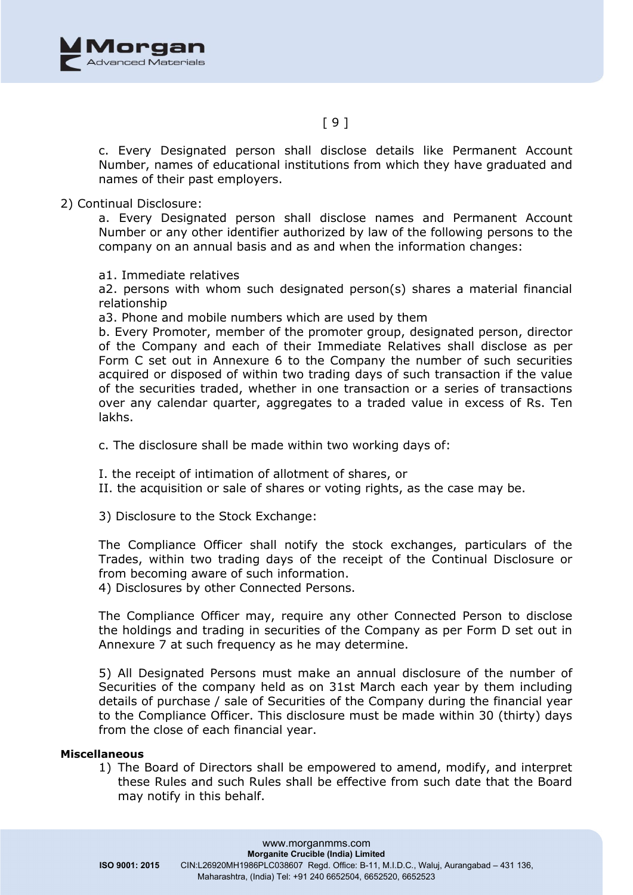c. Every Designated person shall disclose details like Permanent Account Number, names of educational institutions from which they have graduated and names of their past employers.

2) Continual Disclosure:

a. Every Designated person shall disclose names and Permanent Account Number or any other identifier authorized by law of the following persons to the company on an annual basis and as and when the information changes:

a1. Immediate relatives

a2. persons with whom such designated person(s) shares a material financial relationship

a3. Phone and mobile numbers which are used by them

b. Every Promoter, member of the promoter group, designated person, director of the Company and each of their Immediate Relatives shall disclose as per Form C set out in Annexure 6 to the Company the number of such securities acquired or disposed of within two trading days of such transaction if the value of the securities traded, whether in one transaction or a series of transactions over any calendar quarter, aggregates to a traded value in excess of Rs. Ten lakhs.

c. The disclosure shall be made within two working days of:

I. the receipt of intimation of allotment of shares, or

II. the acquisition or sale of shares or voting rights, as the case may be.

3) Disclosure to the Stock Exchange:

The Compliance Officer shall notify the stock exchanges, particulars of the Trades, within two trading days of the receipt of the Continual Disclosure or from becoming aware of such information.

4) Disclosures by other Connected Persons.

The Compliance Officer may, require any other Connected Person to disclose the holdings and trading in securities of the Company as per Form D set out in Annexure 7 at such frequency as he may determine.

5) All Designated Persons must make an annual disclosure of the number of Securities of the company held as on 31st March each year by them including details of purchase / sale of Securities of the Company during the financial year to the Compliance Officer. This disclosure must be made within 30 (thirty) days from the close of each financial year.

**Miscellaneous**

1) The Board of Directors shall be empowered to amend, modify, and interpret these Rules and such Rules shall be effective from such date that the Board may notify in this behalf.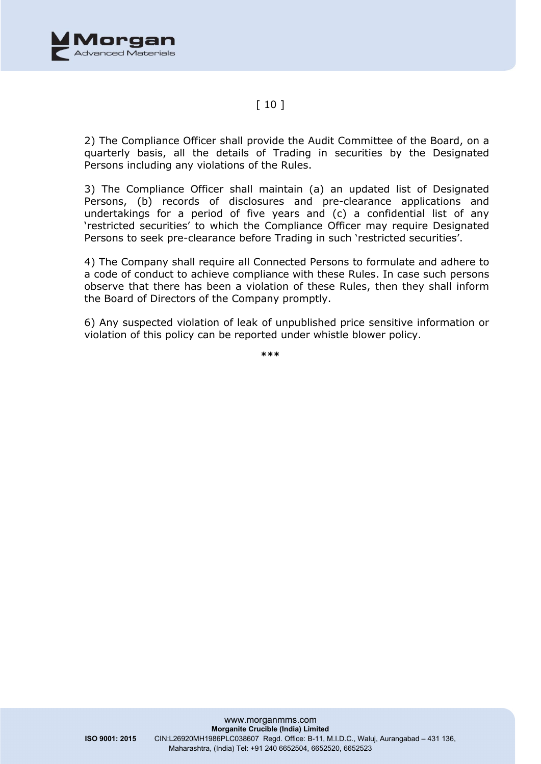2) The Compliance Officer shall provide the Audit Committee of the Board, on a quarterly basis, all the details of Trading in securities by the Designated Persons including any violations of the Rules.

3) The Compliance Officer shall maintain (a) an updated list of Designated Persons, (b) records of disclosures and pre-clearance applications and undertakings for a period of five years and (c) a confidential list of any 'restricted securities' to which the Compliance Officer may require Designated Persons to seek pre-clearance before Trading in such 'restricted securities'.

4) The Company shall require all Connected Persons to formulate and adhere to a code of conduct to achieve compliance with these Rules. In case such persons observe that there has been a violation of these Rules, then they shall inform the Board of Directors of the Company promptly.

6) Any suspected violation of leak of unpublished price sensitive information or violation of this policy can be reported under whistle blower policy.

***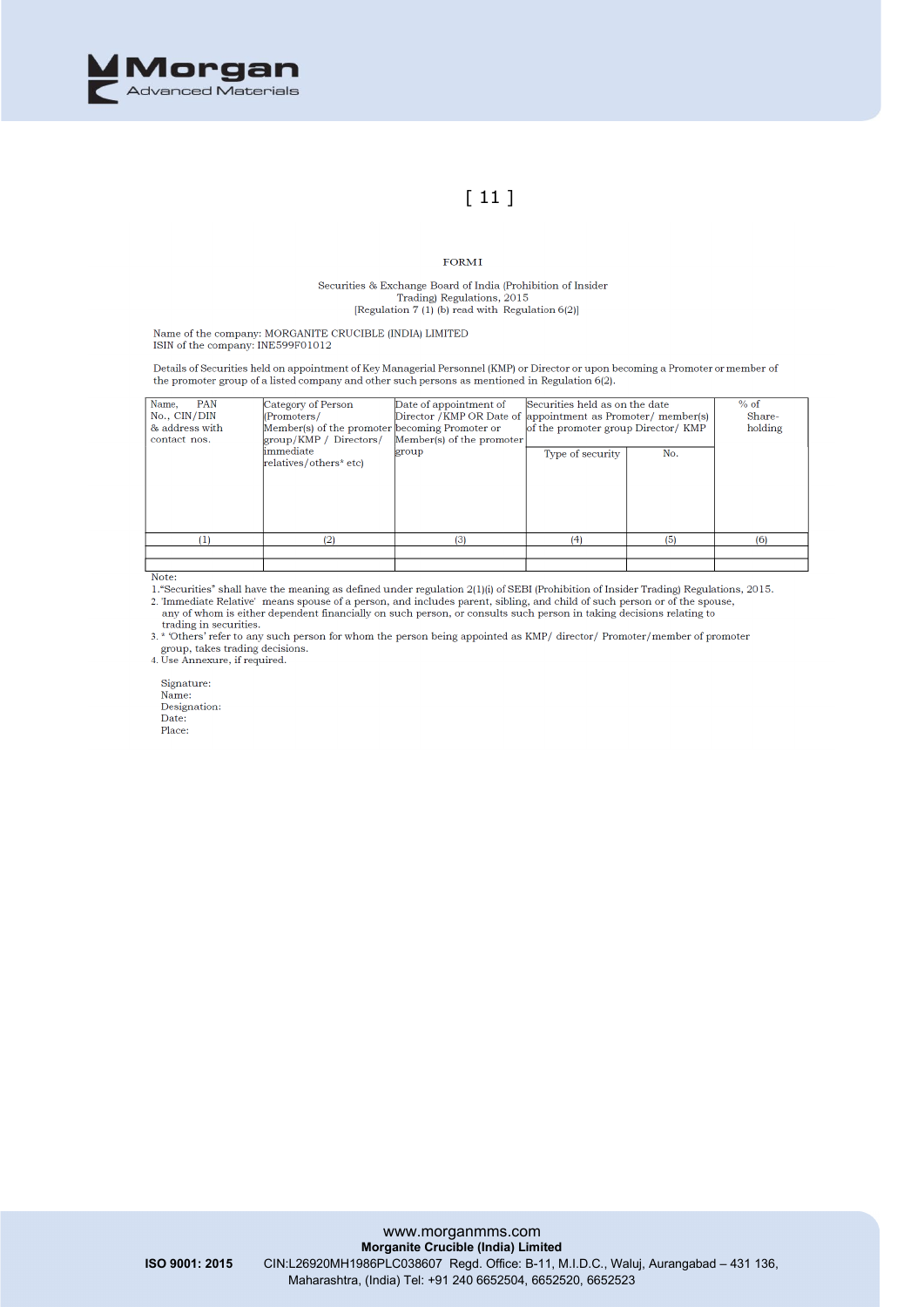[ 11 ]

FORM I

Securities & Exchange Board of India (Prohibition of Insider Trading) Regulations, 2015
[Regulation 7 (1) (b) read with Regulation 6(2)]

Name of the company: MORGANITE CRUCIBLE (INDIA) LIMITED
ISIN of the company: INE599F01012

Details of Securities held on appointment of Key Managerial Personnel (KMP) or Director or upon becoming a Promoter or member of the promoter group of a listed company and other such persons as mentioned in Regulation 6(2).

| Name, PAN No., CIN/DIN & address with contact nos. | Category of Person (Promoters/ Member(s) of the promoter group/KMP / Directors/ immediate relatives/others* etc) | Date of appointment of Director /KMP OR Date of becoming Promoter or Member(s) of the promoter group | Securities held as on the date appointment as Promoter/ member(s) of the promoter group Director/ KMP | | % of Share-holding |
|---|---|---|---|---|---|
| | | | Type of security | No. | |
| (1) | (2) | (3) | (4) | (5) | (6) |
| | | | | | |
| | | | | | |

Note:
1.“Securities” shall have the meaning as defined under regulation 2(1)(i) of SEBI (Prohibition of Insider Trading) Regulations, 2015.
2. 'Immediate Relative' means spouse of a person, and includes parent, sibling, and child of such person or of the spouse, any of whom is either dependent financially on such person, or consults such person in taking decisions relating to trading in securities.
3. * 'Others' refer to any such person for whom the person being appointed as KMP/ director/ Promoter/member of promoter group, takes trading decisions.
4. Use Annexure, if required.

Signature:
Name:
Designation:
Date:
Place: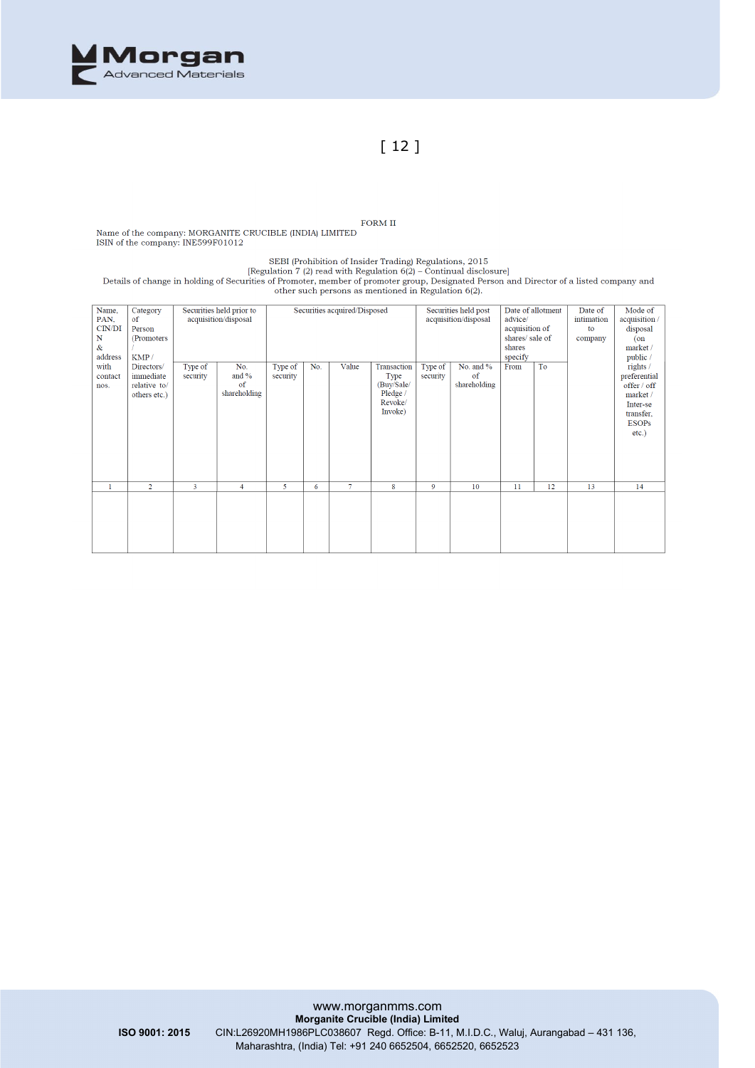[ 12 ]

FORM II

Name of the company: MORGANITE CRUCIBLE (INDIA) LIMITED
ISIN of the company: INE599F01012

SEBI (Prohibition of Insider Trading) Regulations, 2015
[Regulation 7 (2) read with Regulation 6(2) – Continual disclosure]
Details of change in holding of Securities of Promoter, member of promoter group, Designated Person and Director of a listed company and other such persons as mentioned in Regulation 6(2).

| Name, PAN, CIN/DIN & address with contact nos. | Category of Person (Promoters / KMP / Directors/ immediate relative to/ others etc.) | Securities held prior to acquisition/disposal | | Securities acquired/Disposed | | | | Securities held post acquisition/disposal | | Date of allotment advice/ acquisition of shares/ sale of shares specify | | Date of intimation to company | Mode of acquisition / disposal (on market / public / rights / preferential offer / off market / Inter-se transfer, ESOPs etc.) |
|---|---|---|---|---|---|---|---|---|---|---|---|---|---|
| | | Type of security | No. and % of shareholding | Type of security | No. | Value | Transaction Type (Buy/Sale/ Pledge / Revoke/ Invoke) | Type of security | No. and % of shareholding | From | To | | |
| 1 | 2 | 3 | 4 | 5 | 6 | 7 | 8 | 9 | 10 | 11 | 12 | 13 | 14 |
| | | | | | | | | | | | | | |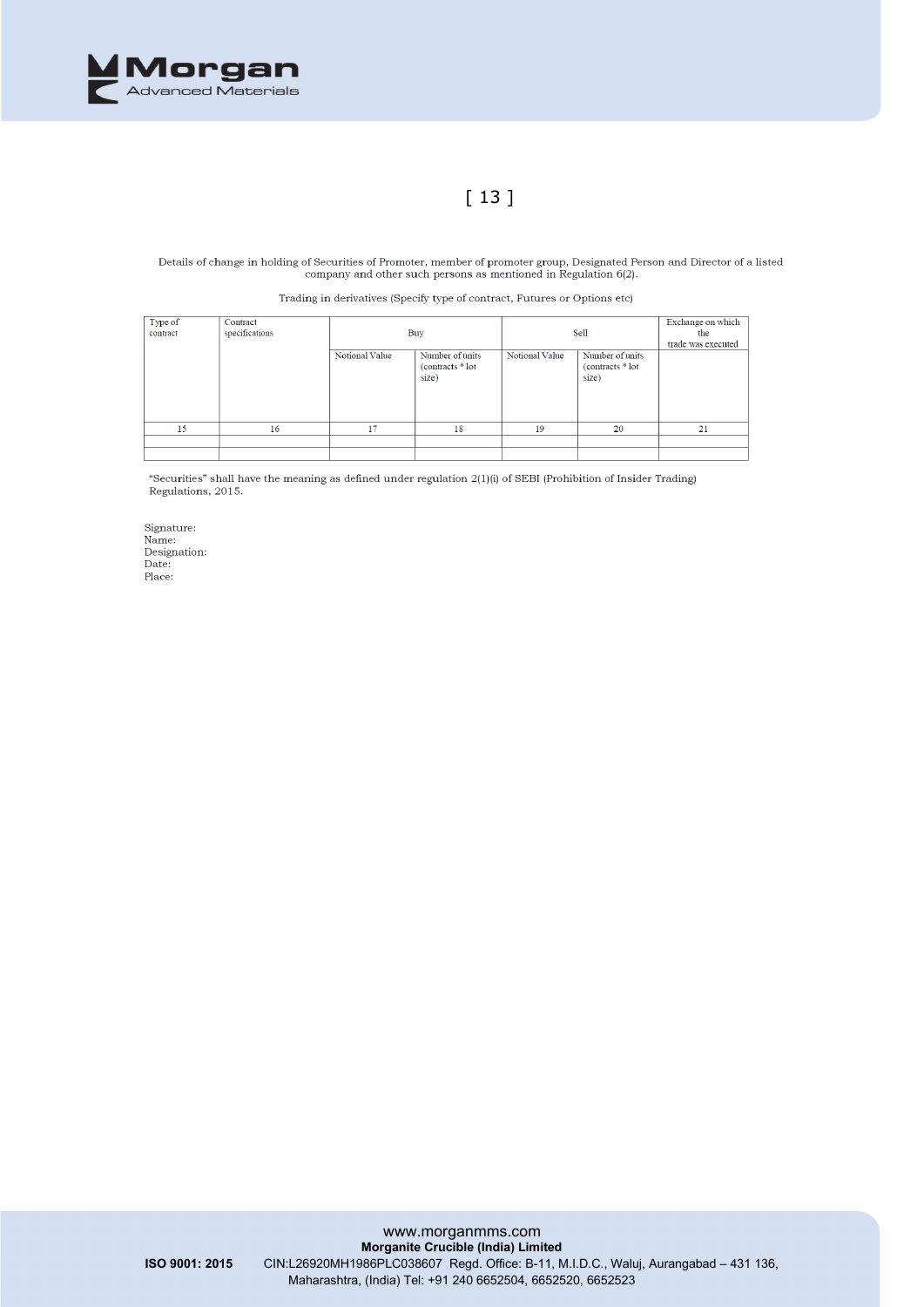[ 13 ]

Details of change in holding of Securities of Promoter, member of promoter group, Designated Person and Director of a listed company and other such persons as mentioned in Regulation 6(2).

Trading in derivatives (Specify type of contract, Futures or Options etc)

| Type of contract | Contract specifications | Buy | | Sell | | Exchange on which the trade was executed |
|---|---|---|---|---|---|---|
| | | Notional Value | Number of units (contracts * lot size) | Notional Value | Number of units (contracts * lot size) | |
| 15 | 16 | 17 | 18 | 19 | 20 | 21 |
| | | | | | | |
| | | | | | | |

"Securities" shall have the meaning as defined under regulation 2(1)(i) of SEBI (Prohibition of Insider Trading) Regulations, 2015.

Signature:
Name:
Designation:
Date:
Place: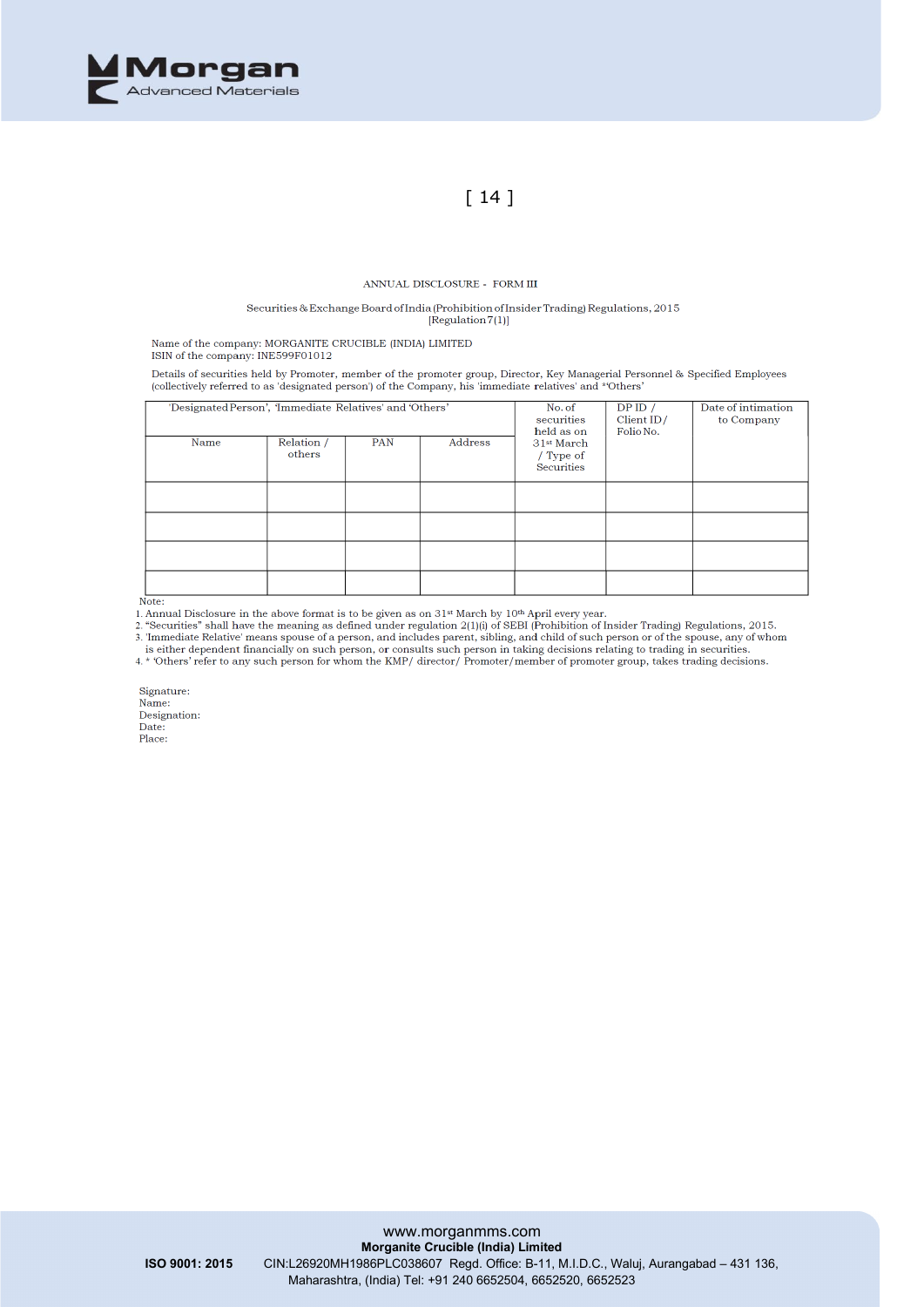[ 14 ]

ANNUAL DISCLOSURE - FORM III

Securities & Exchange Board of India (Prohibition of Insider Trading) Regulations, 2015
[Regulation 7(1)]

Name of the company: MORGANITE CRUCIBLE (INDIA) LIMITED
ISIN of the company: INE599F01012

Details of securities held by Promoter, member of the promoter group, Director, Key Managerial Personnel & Specified Employees (collectively referred to as 'designated person') of the Company, his 'immediate relatives' and *'Others'

| 'Designated Person', 'Immediate Relatives' and 'Others' | | | | No. of securities held as on 31st March / Type of Securities | DP ID / Client ID / Folio No. | Date of intimation to Company |
|---|---|---|---|---|---|---|
| Name | Relation / others | PAN | Address | | | |
| | | | | | | |
| | | | | | | |
| | | | | | | |
| | | | | | | |

Note:
1. Annual Disclosure in the above format is to be given as on 31st March by 10th April every year.
2. "Securities" shall have the meaning as defined under regulation 2(1)(i) of SEBI (Prohibition of Insider Trading) Regulations, 2015.
3. 'Immediate Relative' means spouse of a person, and includes parent, sibling, and child of such person or of the spouse, any of whom is either dependent financially on such person, or consults such person in taking decisions relating to trading in securities.
4. * 'Others' refer to any such person for whom the KMP/ director/ Promoter/member of promoter group, takes trading decisions.

Signature:
Name:
Designation:
Date:
Place: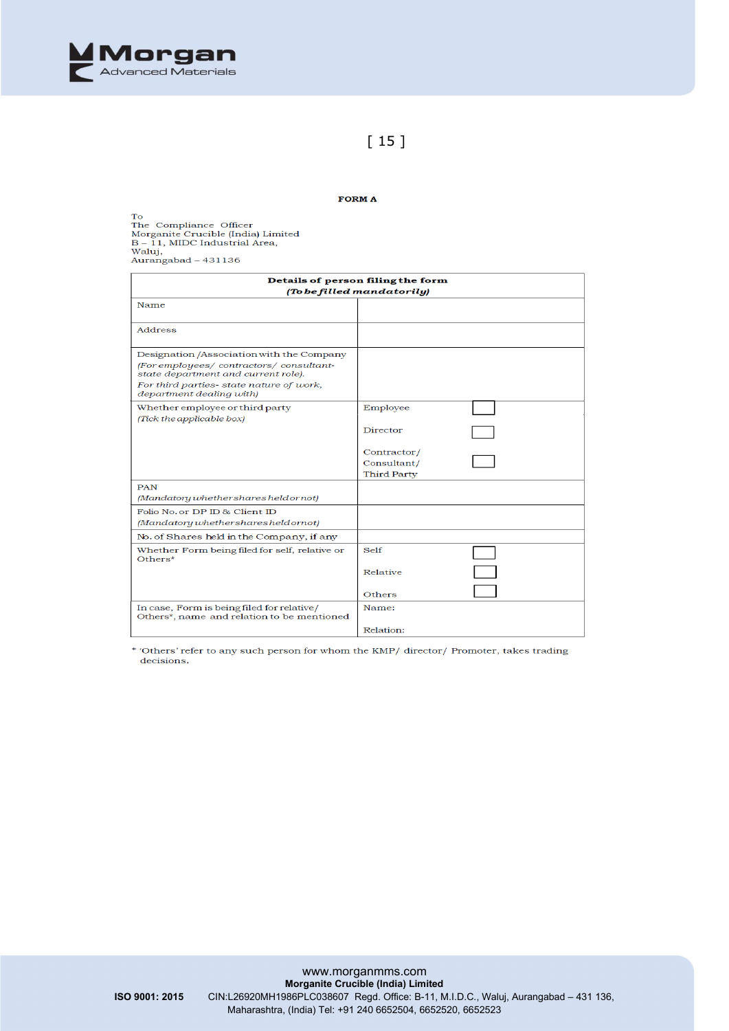# FORM A

To
The Compliance Officer
Morganite Crucible (India) Limited
B – 11, MIDC Industrial Area,
Waluj,
Aurangabad – 431136

| **Details of person filing the form** *(To be filled mandatorily)* | |
|---|---|
| Name | |
| Address | |
| Designation /Association with the Company *(For employees/ contractors/ consultant- state department and current role). For third parties- state nature of work, department dealing with)* | |
| Whether employee or third party *(Tick the applicable box)* | Employee ☐ Director ☐ Contractor/ Consultant/ Third Party ☐ |
| PAN *(Mandatory whether shares held or not)* | |
| Folio No. or DP ID & Client ID *(Mandatory whether shares held or not)* | |
| No. of Shares held in the Company, if any | |
| Whether Form being filed for self, relative or Others* | Self ☐ Relative ☐ Others ☐ |
| In case, Form is being filed for relative/ Others*, name and relation to be mentioned | Name: Relation: |

\* 'Others' refer to any such person for whom the KMP/ director/ Promoter, takes trading decisions.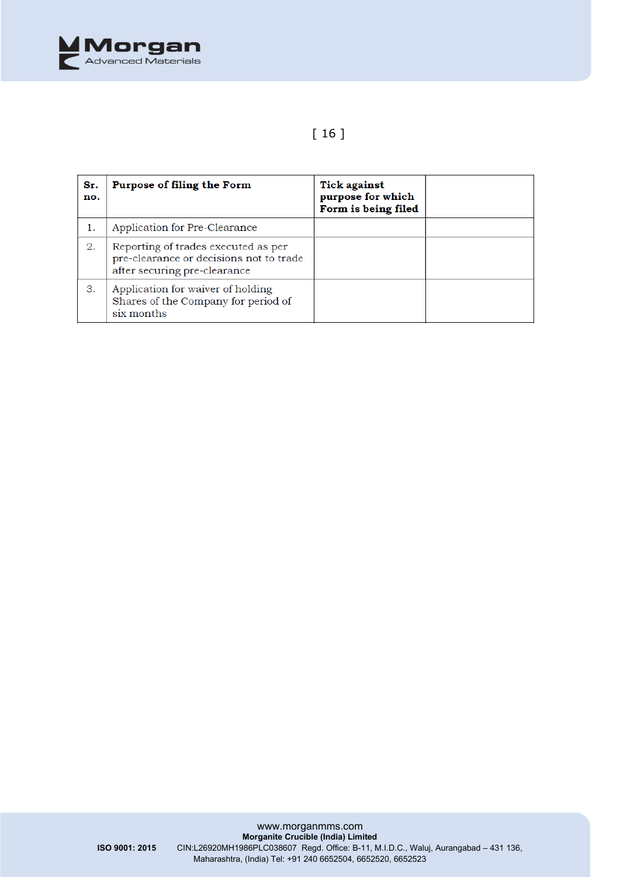[ 16 ]

| Sr. no. | Purpose of filing the Form | Tick against purpose for which Form is being filed | |
|---|---|---|---|
| 1. | Application for Pre-Clearance | | |
| 2. | Reporting of trades executed as per pre-clearance or decisions not to trade after securing pre-clearance | | |
| 3. | Application for waiver of holding Shares of the Company for period of six months | | |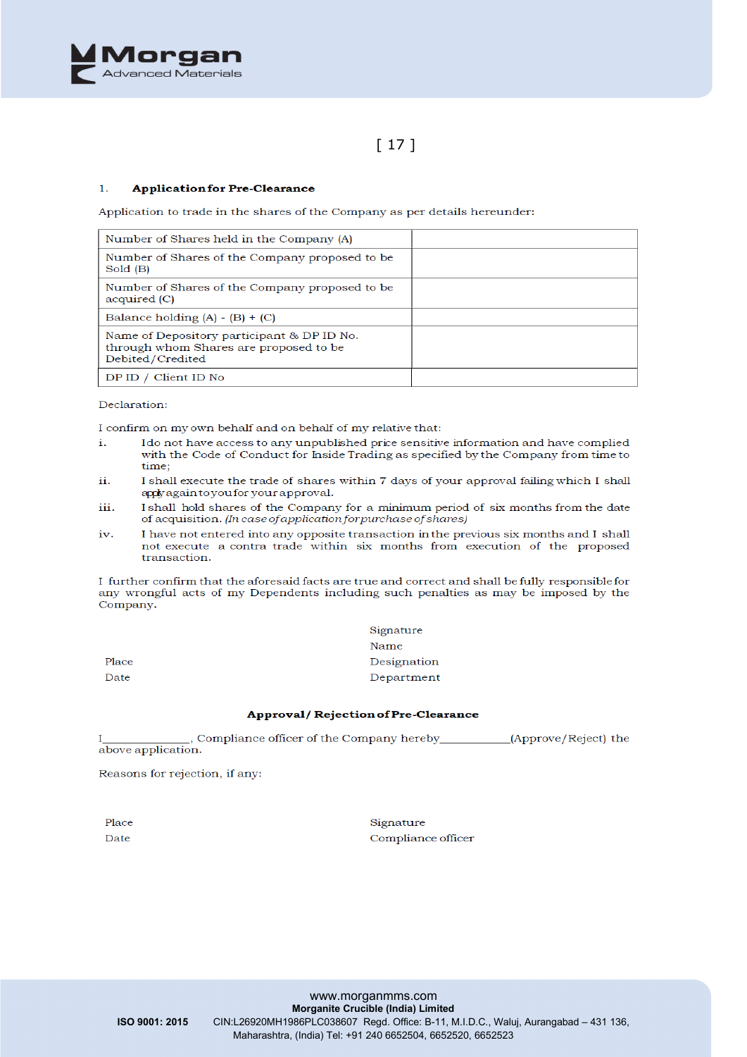1. **Application for Pre-Clearance**

Application to trade in the shares of the Company as per details hereunder:

| Number of Shares held in the Company (A) | |
|---|---|
| Number of Shares of the Company proposed to be Sold (B) | |
| Number of Shares of the Company proposed to be acquired (C) | |
| Balance holding (A) - (B) + (C) | |
| Name of Depository participant & DP ID No. through whom Shares are proposed to be Debited/Credited | |
| DP ID / Client ID No | |

Declaration:

I confirm on my own behalf and on behalf of my relative that:

i. I do not have access to any unpublished price sensitive information and have complied with the Code of Conduct for Inside Trading as specified by the Company from time to time;

ii. I shall execute the trade of shares within 7 days of your approval failing which I shall apply again to you for your approval.

iii. I shall hold shares of the Company for a minimum period of six months from the date of acquisition. *(In case of application for purchase of shares)*

iv. I have not entered into any opposite transaction in the previous six months and I shall not execute a contra trade within six months from execution of the proposed transaction.

I further confirm that the aforesaid facts are true and correct and shall be fully responsible for any wrongful acts of my Dependents including such penalties as may be imposed by the Company.

Signature

Name

Place　　　　Designation

Date　　　　Department

**Approval/ Rejection of Pre-Clearance**

I_______________, Compliance officer of the Company hereby___________(Approve/Reject) the above application.

Reasons for rejection, if any:

Place　　　　Signature

Date　　　　Compliance officer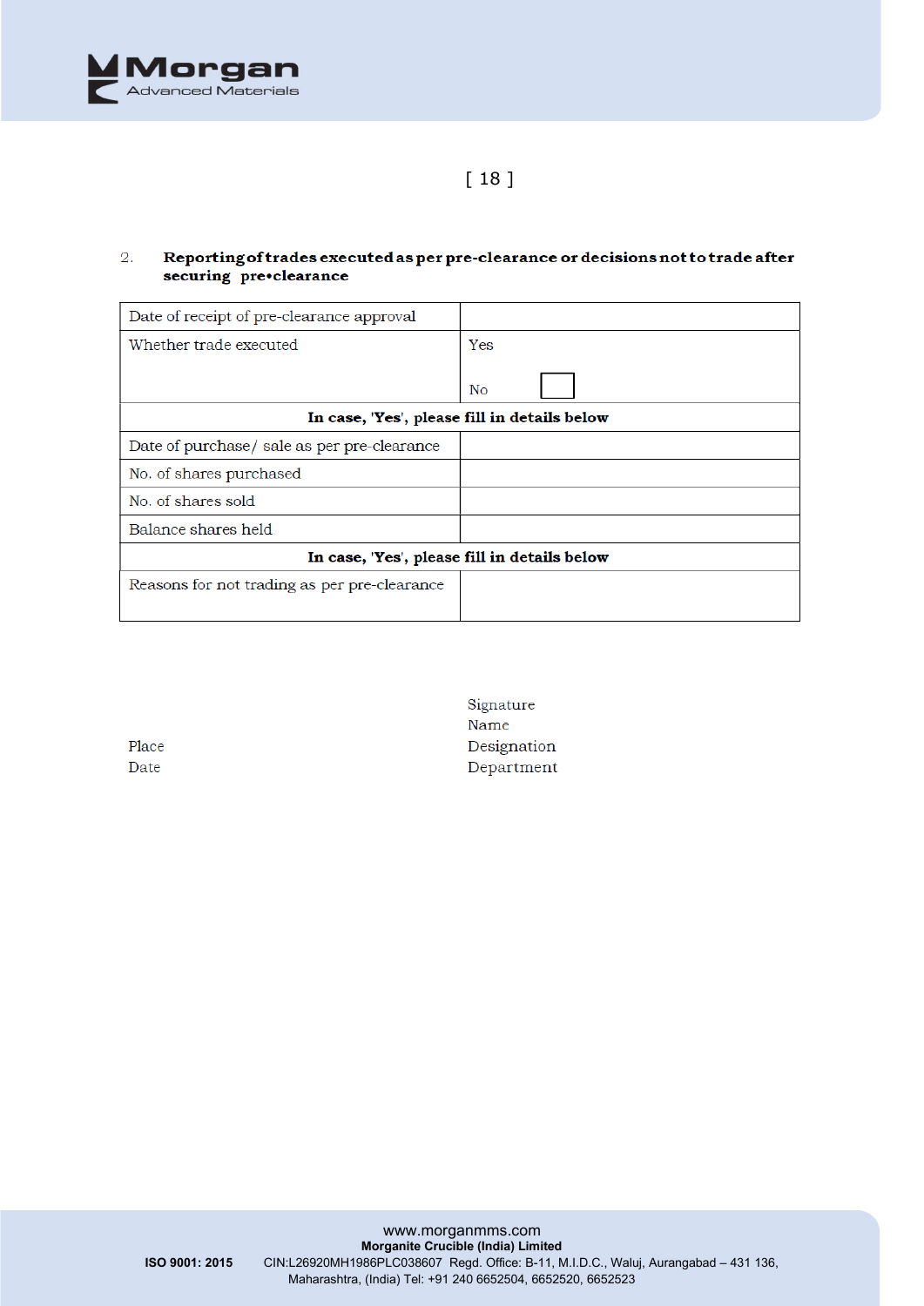2. **Reporting of trades executed as per pre-clearance or decisions not to trade after securing pre•clearance**

| Date of receipt of pre-clearance approval | |
|---|---|
| Whether trade executed | Yes<br><br>No ☐ |
| **In case, 'Yes', please fill in details below** | |
| Date of purchase/ sale as per pre-clearance | |
| No. of shares purchased | |
| No. of shares sold | |
| Balance shares held | |
| **In case, 'Yes', please fill in details below** | |
| Reasons for not trading as per pre-clearance | |

Signature
Name
Designation
Department

Place
Date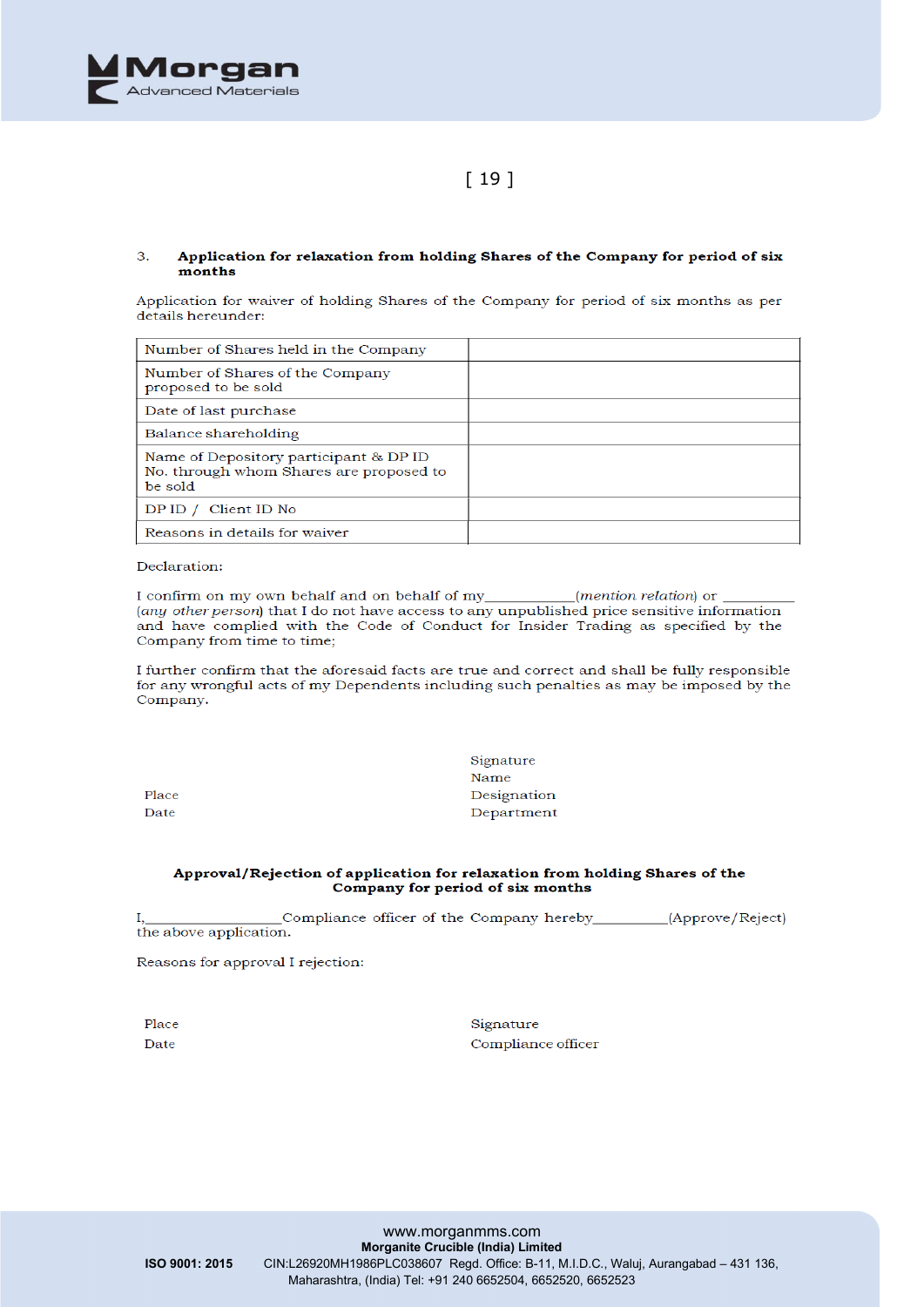### 3. Application for relaxation from holding Shares of the Company for period of six months

Application for waiver of holding Shares of the Company for period of six months as per details hereunder:

| | |
|---|---|
| Number of Shares held in the Company | |
| Number of Shares of the Company proposed to be sold | |
| Date of last purchase | |
| Balance shareholding | |
| Name of Depository participant & DP ID No. through whom Shares are proposed to be sold | |
| DP ID / Client ID No | |
| Reasons in details for waiver | |

Declaration:

I confirm on my own behalf and on behalf of my___________(*mention relation*) or _________ (*any other person*) that I do not have access to any unpublished price sensitive information and have complied with the Code of Conduct for Insider Trading as specified by the Company from time to time;

I further confirm that the aforesaid facts are true and correct and shall be fully responsible for any wrongful acts of my Dependents including such penalties as may be imposed by the Company.

Signature
Name
Designation
Department

Place
Date

**Approval/Rejection of application for relaxation from holding Shares of the Company for period of six months**

I,_________________Compliance officer of the Company hereby__________(Approve/Reject) the above application.

Reasons for approval I rejection:

Place
Date

Signature
Compliance officer